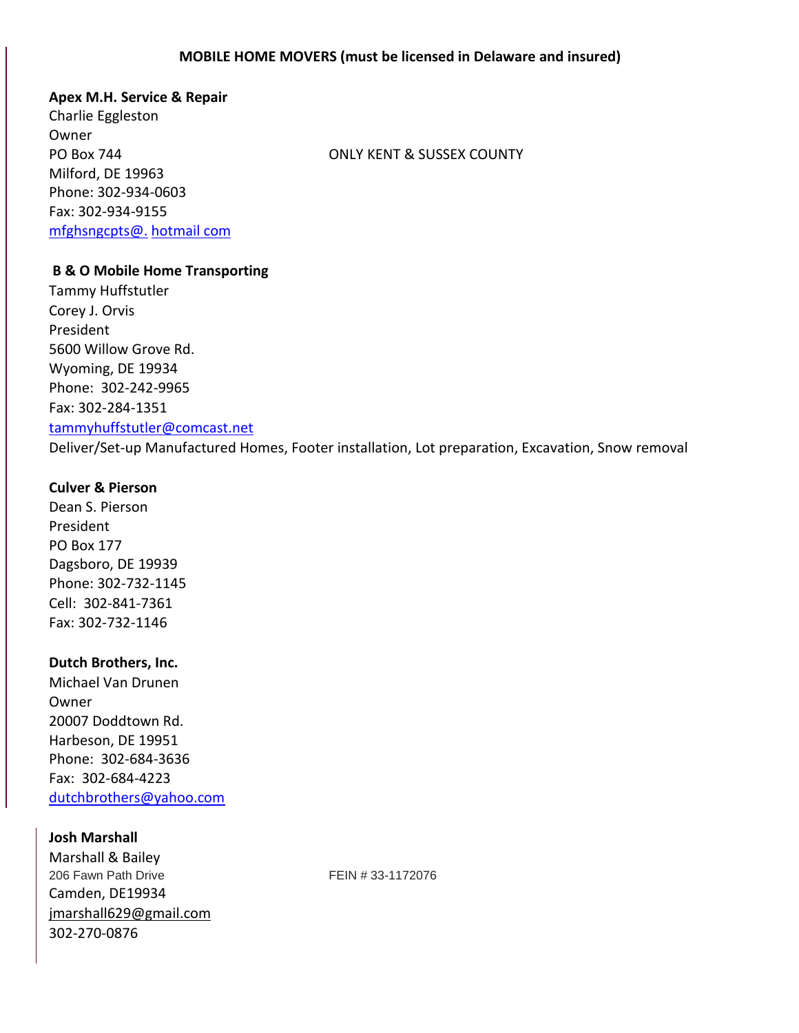## MOBILE HOME MOVERS (must be licensed in Delaware and insured)

**Apex M.H. Service & Repair**
Charlie Eggleston
Owner
PO Box 744
Milford, DE 19963
Phone: 302-934-0603
Fax: 302-934-9155
mfghsngcpts@. hotmail com

ONLY KENT & SUSSEX COUNTY

**B & O Mobile Home Transporting**
Tammy Huffstutler
Corey J. Orvis
President
5600 Willow Grove Rd.
Wyoming, DE 19934
Phone: 302-242-9965
Fax: 302-284-1351
tammyhuffstutler@comcast.net
Deliver/Set-up Manufactured Homes, Footer installation, Lot preparation, Excavation, Snow removal

**Culver & Pierson**
Dean S. Pierson
President
PO Box 177
Dagsboro, DE 19939
Phone: 302-732-1145
Cell: 302-841-7361
Fax: 302-732-1146

**Dutch Brothers, Inc.**
Michael Van Drunen
Owner
20007 Doddtown Rd.
Harbeson, DE 19951
Phone: 302-684-3636
Fax: 302-684-4223
dutchbrothers@yahoo.com

**Josh Marshall**
Marshall & Bailey
206 Fawn Path Drive
Camden, DE19934
jmarshall629@gmail.com
302-270-0876

FEIN # 33-1172076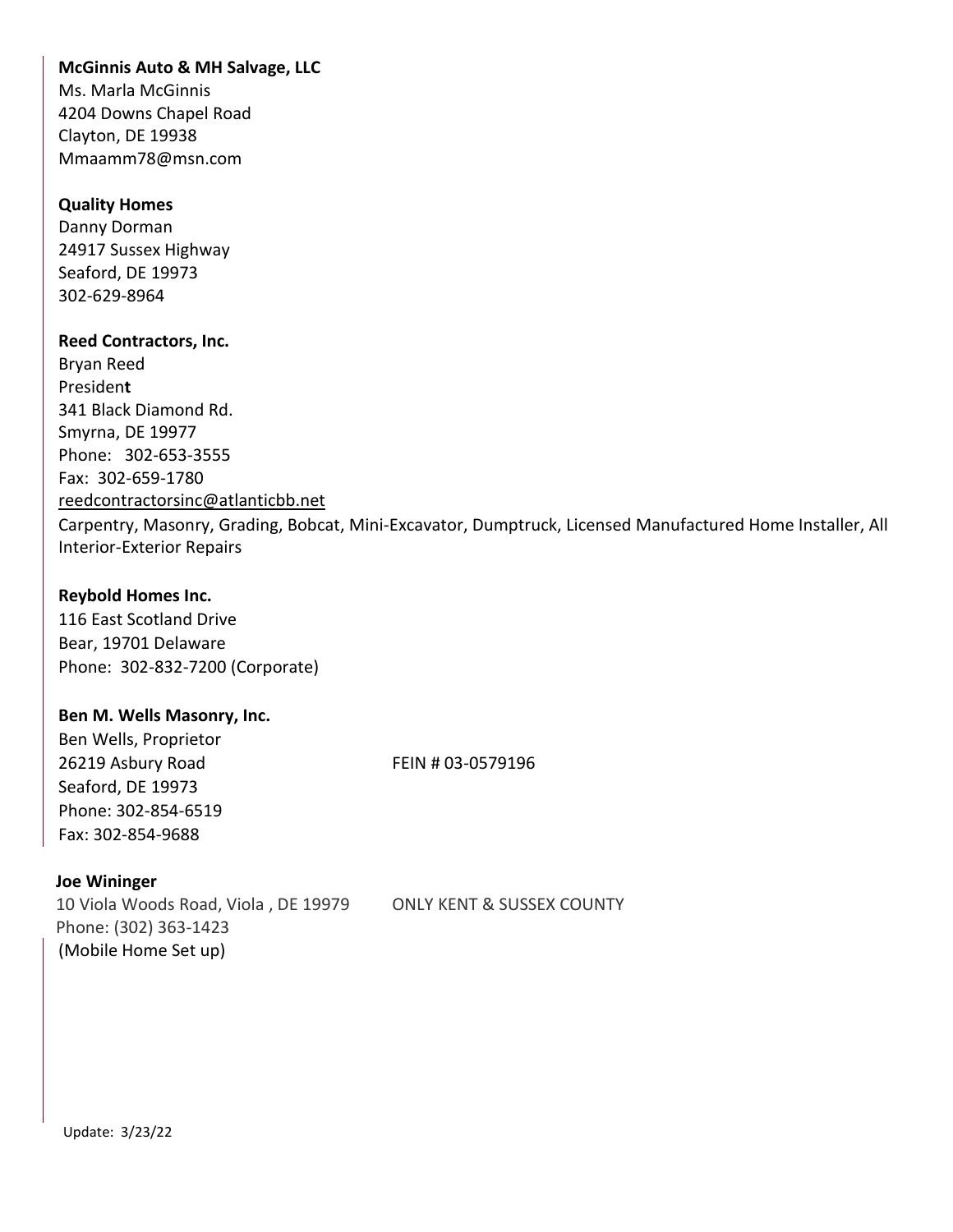**McGinnis Auto & MH Salvage, LLC**
Ms. Marla McGinnis
4204 Downs Chapel Road
Clayton, DE 19938
Mmaamm78@msn.com

**Quality Homes**
Danny Dorman
24917 Sussex Highway
Seaford, DE 19973
302-629-8964

**Reed Contractors, Inc.**
Bryan Reed
President
341 Black Diamond Rd.
Smyrna, DE 19977
Phone: 302-653-3555
Fax: 302-659-1780
reedcontractorsinc@atlanticbb.net
Carpentry, Masonry, Grading, Bobcat, Mini-Excavator, Dumptruck, Licensed Manufactured Home Installer, All Interior-Exterior Repairs

**Reybold Homes Inc.**
116 East Scotland Drive
Bear, 19701 Delaware
Phone: 302-832-7200 (Corporate)

**Ben M. Wells Masonry, Inc.**
Ben Wells, Proprietor
26219 Asbury Road
FEIN # 03-0579196
Seaford, DE 19973
Phone: 302-854-6519
Fax: 302-854-9688

**Joe Wininger**
10 Viola Woods Road, Viola , DE 19979
ONLY KENT & SUSSEX COUNTY
Phone: (302) 363-1423
(Mobile Home Set up)

Update: 3/23/22